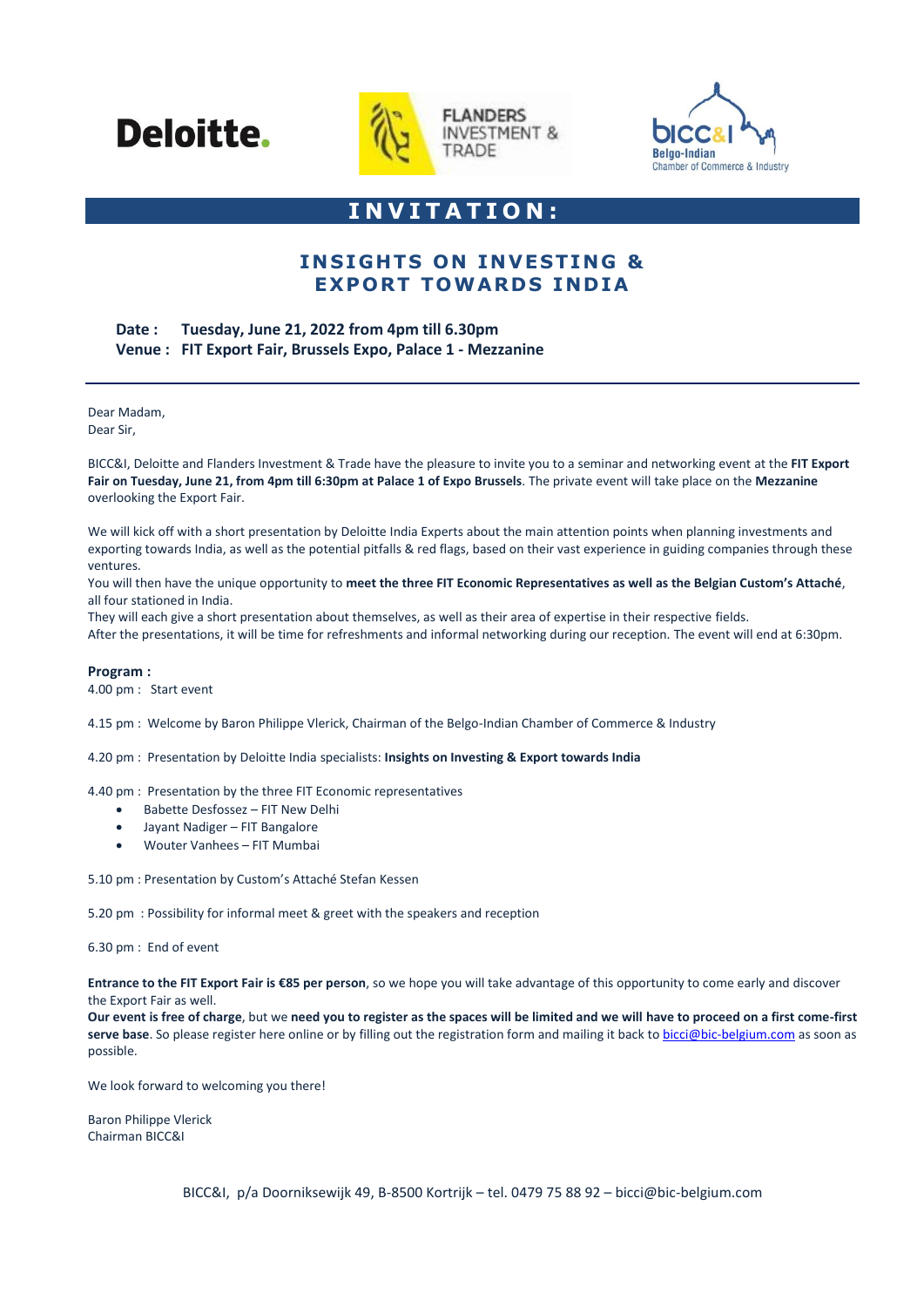Deloitte.

FLANDERS INVESTMENT & TRADE

BICC&I Belgo-Indian Chamber of Commerce & Industry

# INVITATION:

## INSIGHTS ON INVESTING & EXPORT TOWARDS INDIA

**Date : Tuesday, June 21, 2022 from 4pm till 6.30pm**
**Venue : FIT Export Fair, Brussels Expo, Palace 1 - Mezzanine**

Dear Madam,
Dear Sir,

BICC&I, Deloitte and Flanders Investment & Trade have the pleasure to invite you to a seminar and networking event at the **FIT Export Fair on Tuesday, June 21, from 4pm till 6:30pm at Palace 1 of Expo Brussels**. The private event will take place on the **Mezzanine** overlooking the Export Fair.

We will kick off with a short presentation by Deloitte India Experts about the main attention points when planning investments and exporting towards India, as well as the potential pitfalls & red flags, based on their vast experience in guiding companies through these ventures.
You will then have the unique opportunity to **meet the three FIT Economic Representatives as well as the Belgian Custom's Attaché**, all four stationed in India.
They will each give a short presentation about themselves, as well as their area of expertise in their respective fields.
After the presentations, it will be time for refreshments and informal networking during our reception. The event will end at 6:30pm.

**Program :**
4.00 pm : Start event

4.15 pm : Welcome by Baron Philippe Vlerick, Chairman of the Belgo-Indian Chamber of Commerce & Industry

4.20 pm : Presentation by Deloitte India specialists: **Insights on Investing & Export towards India**

4.40 pm : Presentation by the three FIT Economic representatives
- Babette Desfossez – FIT New Delhi
- Jayant Nadiger – FIT Bangalore
- Wouter Vanhees – FIT Mumbai

5.10 pm : Presentation by Custom's Attaché Stefan Kessen

5.20 pm : Possibility for informal meet & greet with the speakers and reception

6.30 pm : End of event

**Entrance to the FIT Export Fair is €85 per person**, so we hope you will take advantage of this opportunity to come early and discover the Export Fair as well.
**Our event is free of charge**, but we **need you to register as the spaces will be limited and we will have to proceed on a first come-first serve base**. So please register here online or by filling out the registration form and mailing it back to bicci@bic-belgium.com as soon as possible.

We look forward to welcoming you there!

Baron Philippe Vlerick
Chairman BICC&I

BICC&I, p/a Doorniksewijk 49, B-8500 Kortrijk – tel. 0479 75 88 92 – bicci@bic-belgium.com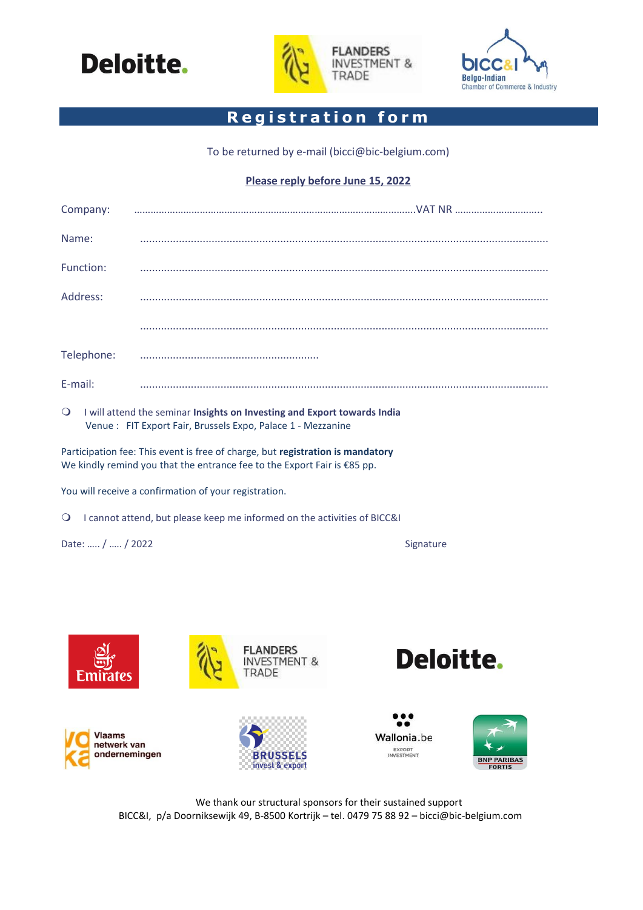# Registration form

To be returned by e-mail (bicci@bic-belgium.com)

**Please reply before June 15, 2022**

Company: ..........................................................................................................VAT NR ...............................

Name: ..........................................................................................................................................

Function: ..........................................................................................................................................

Address: ..........................................................................................................................................

..........................................................................................................................................

Telephone: ...........................................................

E-mail: ..........................................................................................................................................

❍ I will attend the seminar **Insights on Investing and Export towards India**
Venue : FIT Export Fair, Brussels Expo, Palace 1 - Mezzanine

Participation fee: This event is free of charge, but **registration is mandatory**
We kindly remind you that the entrance fee to the Export Fair is €85 pp.

You will receive a confirmation of your registration.

❍ I cannot attend, but please keep me informed on the activities of BICC&I

Date: ..... / ..... / 2022 Signature

We thank our structural sponsors for their sustained support
BICC&I, p/a Doorniksewijk 49, B-8500 Kortrijk – tel. 0479 75 88 92 – bicci@bic-belgium.com